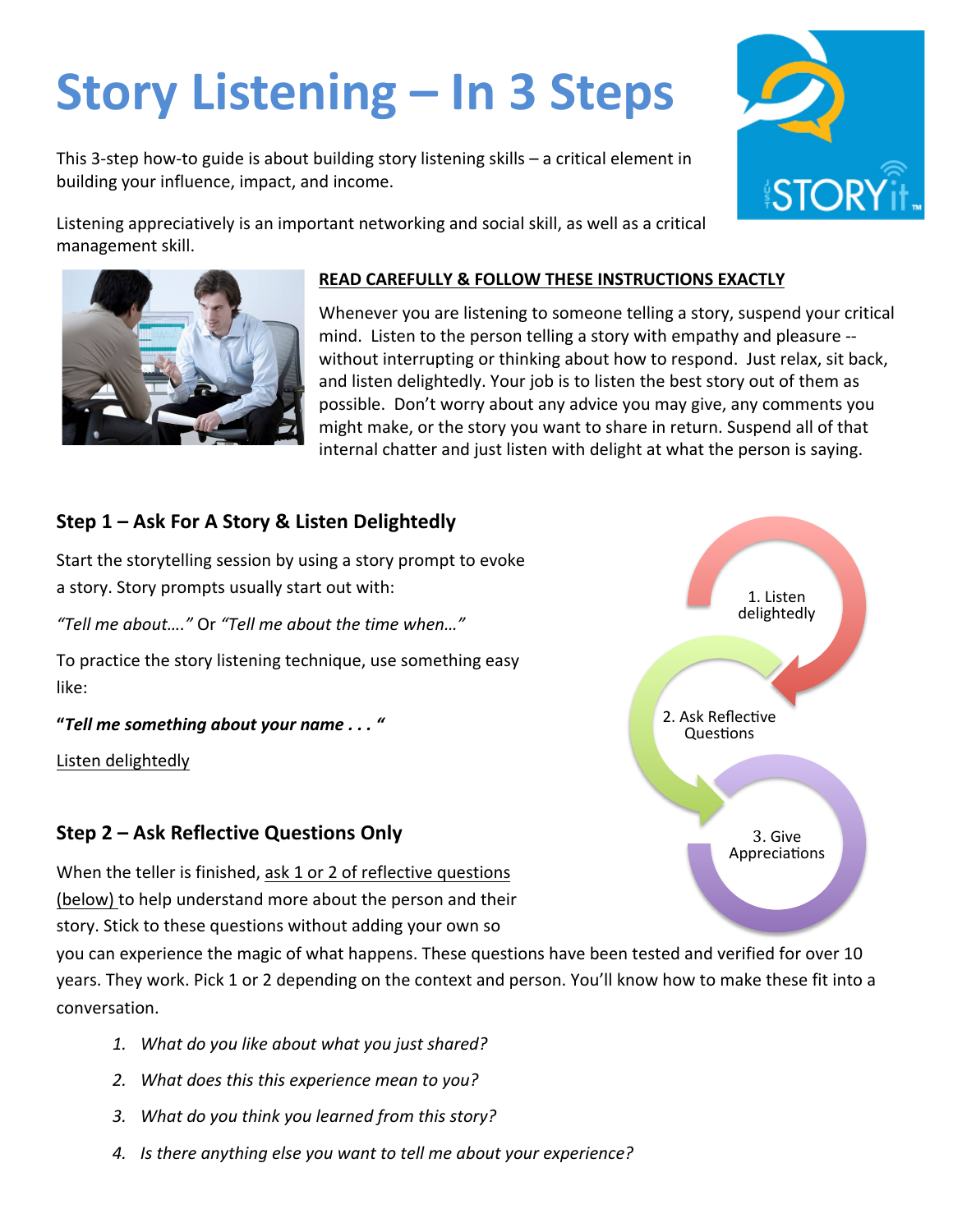# Story Listening – In 3 Steps

This 3-step how-to guide is about building story listening skills – a critical element in building your influence, impact, and income.

Listening appreciatively is an important networking and social skill, as well as a critical management skill.

**READ CAREFULLY & FOLLOW THESE INSTRUCTIONS EXACTLY**

Whenever you are listening to someone telling a story, suspend your critical mind. Listen to the person telling a story with empathy and pleasure -- without interrupting or thinking about how to respond. Just relax, sit back, and listen delightedly. Your job is to listen the best story out of them as possible. Don't worry about any advice you may give, any comments you might make, or the story you want to share in return. Suspend all of that internal chatter and just listen with delight at what the person is saying.

## Step 1 – Ask For A Story & Listen Delightedly

Start the storytelling session by using a story prompt to evoke a story. Story prompts usually start out with:

*"Tell me about…."* Or *"Tell me about the time when…"*

To practice the story listening technique, use something easy like:

**"*Tell me something about your name . . . "***

Listen delightedly

1. Listen delightedly
2. Ask Reflective Questions
3. Give Appreciations

## Step 2 – Ask Reflective Questions Only

When the teller is finished, ask 1 or 2 of reflective questions (below) to help understand more about the person and their story. Stick to these questions without adding your own so you can experience the magic of what happens. These questions have been tested and verified for over 10 years. They work. Pick 1 or 2 depending on the context and person. You'll know how to make these fit into a conversation.

1. *What do you like about what you just shared?*
2. *What does this this experience mean to you?*
3. *What do you think you learned from this story?*
4. *Is there anything else you want to tell me about your experience?*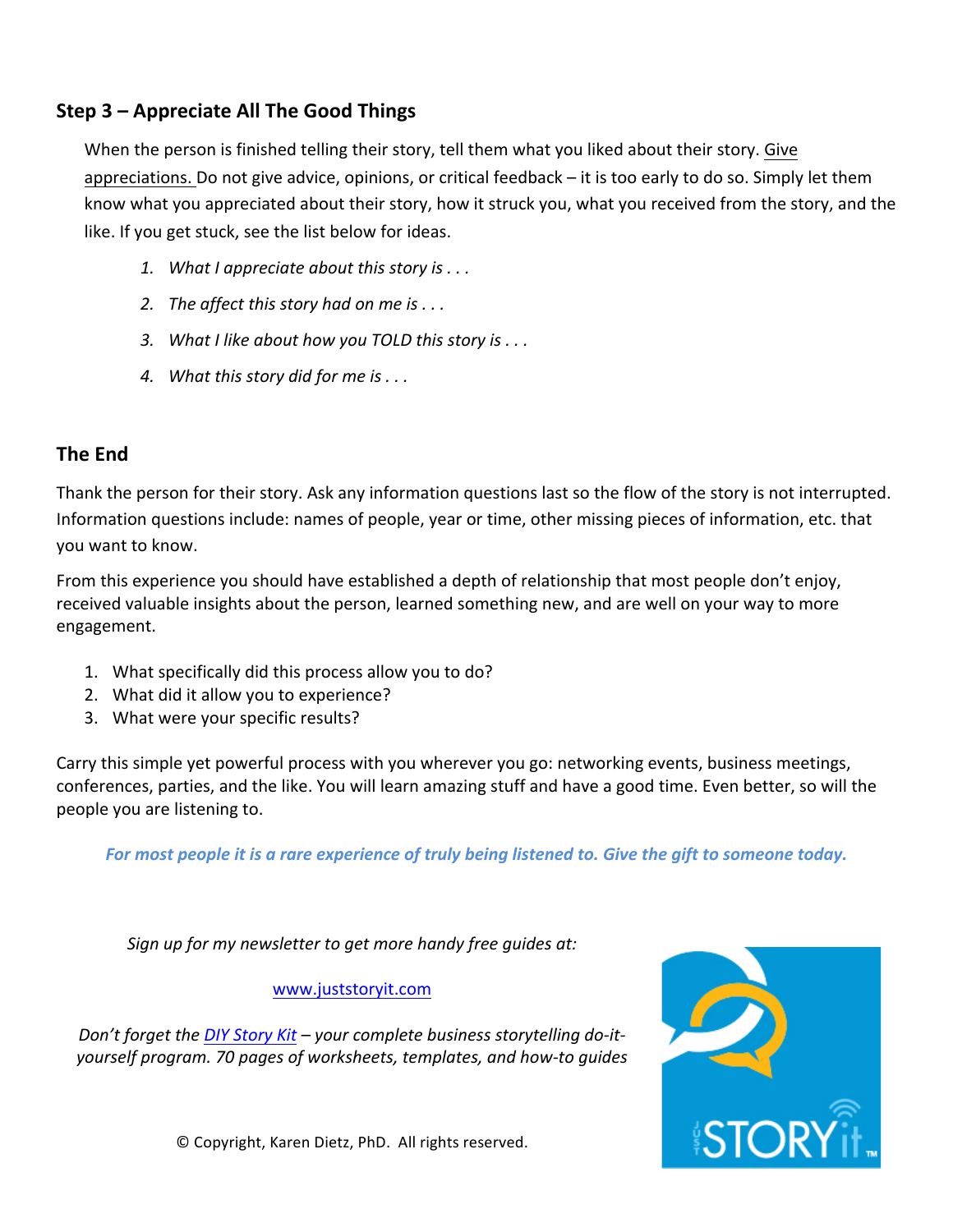## Step 3 – Appreciate All The Good Things

When the person is finished telling their story, tell them what you liked about their story. Give appreciations. Do not give advice, opinions, or critical feedback – it is too early to do so. Simply let them know what you appreciated about their story, how it struck you, what you received from the story, and the like. If you get stuck, see the list below for ideas.

1. *What I appreciate about this story is . . .*
2. *The affect this story had on me is . . .*
3. *What I like about how you TOLD this story is . . .*
4. *What this story did for me is . . .*

## The End

Thank the person for their story. Ask any information questions last so the flow of the story is not interrupted. Information questions include: names of people, year or time, other missing pieces of information, etc. that you want to know.

From this experience you should have established a depth of relationship that most people don't enjoy, received valuable insights about the person, learned something new, and are well on your way to more engagement.

1. What specifically did this process allow you to do?
2. What did it allow you to experience?
3. What were your specific results?

Carry this simple yet powerful process with you wherever you go: networking events, business meetings, conferences, parties, and the like. You will learn amazing stuff and have a good time. Even better, so will the people you are listening to.

***For most people it is a rare experience of truly being listened to. Give the gift to someone today.***

*Sign up for my newsletter to get more handy free guides at:*

www.juststoryit.com

*Don't forget the DIY Story Kit – your complete business storytelling do-it-yourself program. 70 pages of worksheets, templates, and how-to guides*

© Copyright, Karen Dietz, PhD. All rights reserved.